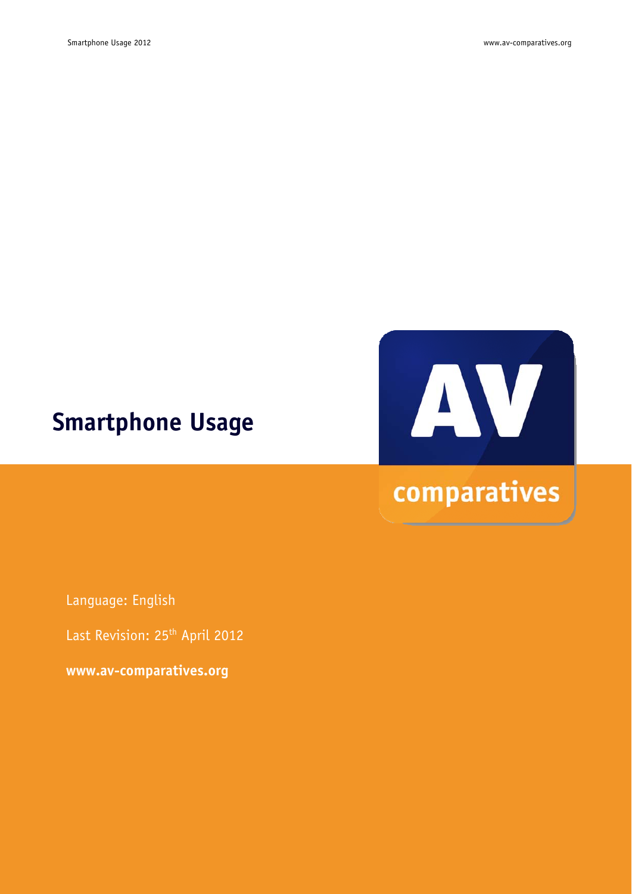# Smartphone Usage

Language: English

Last Revision: 25th April 2012

**www.av-comparatives.org**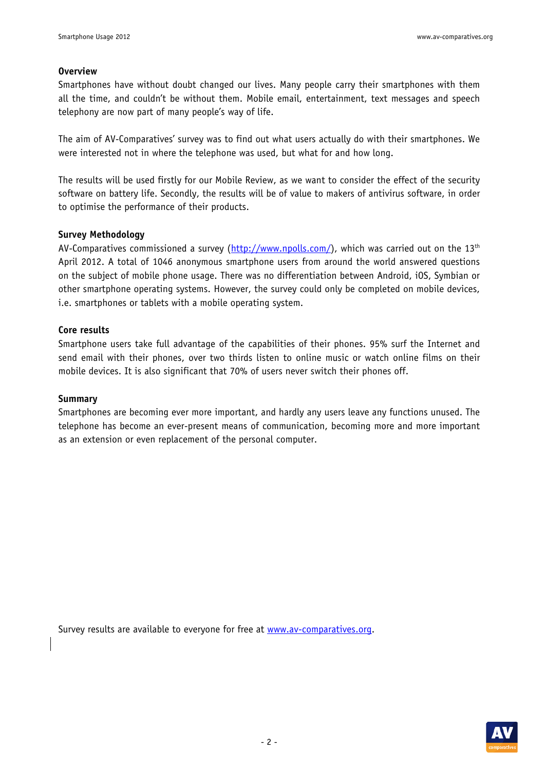## Overview

Smartphones have without doubt changed our lives. Many people carry their smartphones with them all the time, and couldn't be without them. Mobile email, entertainment, text messages and speech telephony are now part of many people's way of life.

The aim of AV-Comparatives' survey was to find out what users actually do with their smartphones. We were interested not in where the telephone was used, but what for and how long.

The results will be used firstly for our Mobile Review, as we want to consider the effect of the security software on battery life. Secondly, the results will be of value to makers of antivirus software, in order to optimise the performance of their products.

## Survey Methodology

AV-Comparatives commissioned a survey (http://www.npolls.com/), which was carried out on the 13th April 2012. A total of 1046 anonymous smartphone users from around the world answered questions on the subject of mobile phone usage. There was no differentiation between Android, iOS, Symbian or other smartphone operating systems. However, the survey could only be completed on mobile devices, i.e. smartphones or tablets with a mobile operating system.

## Core results

Smartphone users take full advantage of the capabilities of their phones. 95% surf the Internet and send email with their phones, over two thirds listen to online music or watch online films on their mobile devices. It is also significant that 70% of users never switch their phones off.

## Summary

Smartphones are becoming ever more important, and hardly any users leave any functions unused. The telephone has become an ever-present means of communication, becoming more and more important as an extension or even replacement of the personal computer.

Survey results are available to everyone for free at www.av-comparatives.org.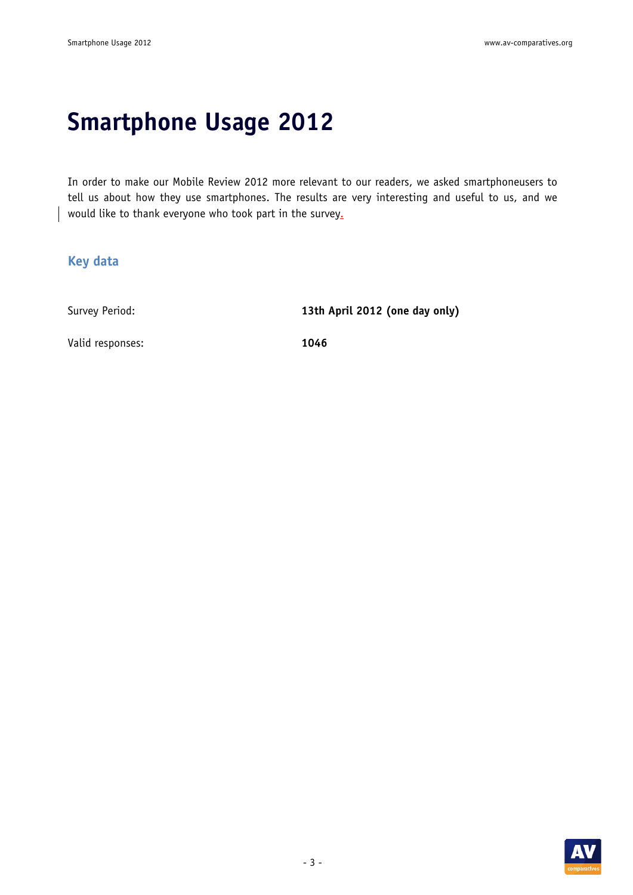# Smartphone Usage 2012

In order to make our Mobile Review 2012 more relevant to our readers, we asked smartphoneusers to tell us about how they use smartphones. The results are very interesting and useful to us, and we would like to thank everyone who took part in the survey.

## Key data

| | |
|---|---|
| Survey Period: | **13th April 2012 (one day only)** |
| Valid responses: | **1046** |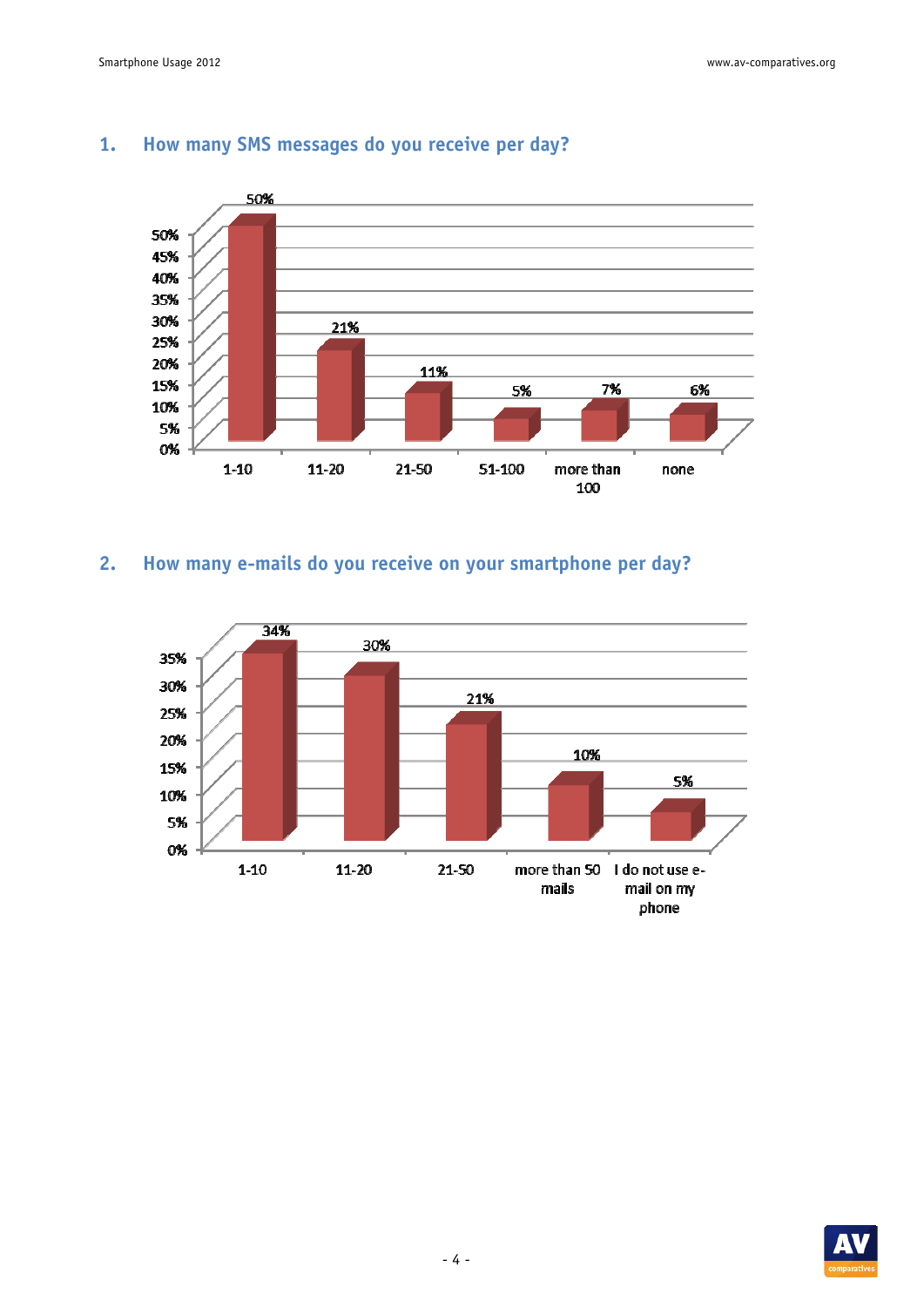## 1. How many SMS messages do you receive per day?

| Answer | Percentage |
|---|---|
| 1-10 | 50% |
| 11-20 | 21% |
| 21-50 | 11% |
| 51-100 | 5% |
| more than 100 | 7% |
| none | 6% |

## 2. How many e-mails do you receive on your smartphone per day?

| Answer | Percentage |
|---|---|
| 1-10 | 34% |
| 11-20 | 30% |
| 21-50 | 21% |
| more than 50 mails | 10% |
| I do not use e-mail on my phone | 5% |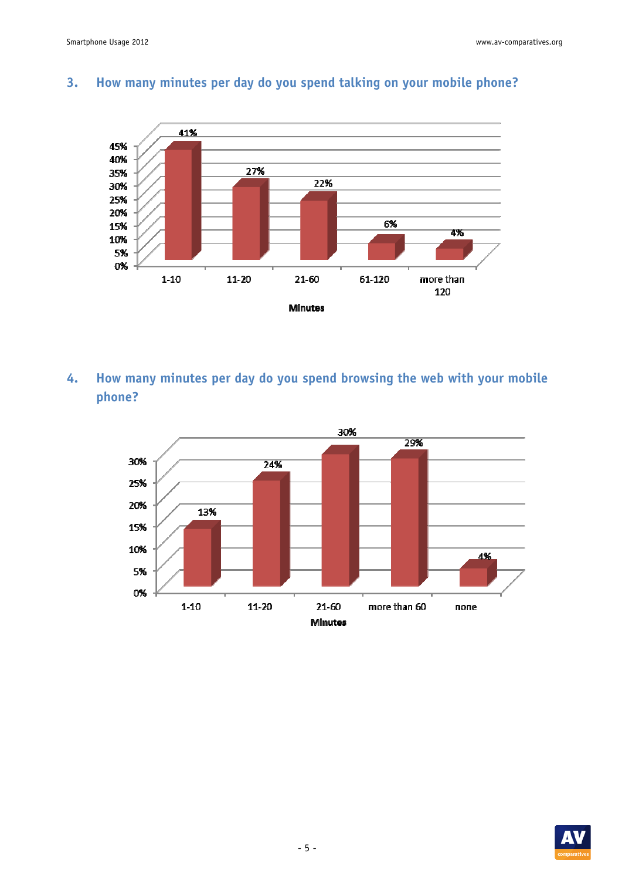## 3. How many minutes per day do you spend talking on your mobile phone?

| Minutes | Percentage |
|---|---|
| 1-10 | 41% |
| 11-20 | 27% |
| 21-60 | 22% |
| 61-120 | 6% |
| more than 120 | 4% |

## 4. How many minutes per day do you spend browsing the web with your mobile phone?

| Minutes | Percentage |
|---|---|
| 1-10 | 13% |
| 11-20 | 24% |
| 21-60 | 30% |
| more than 60 | 29% |
| none | 4% |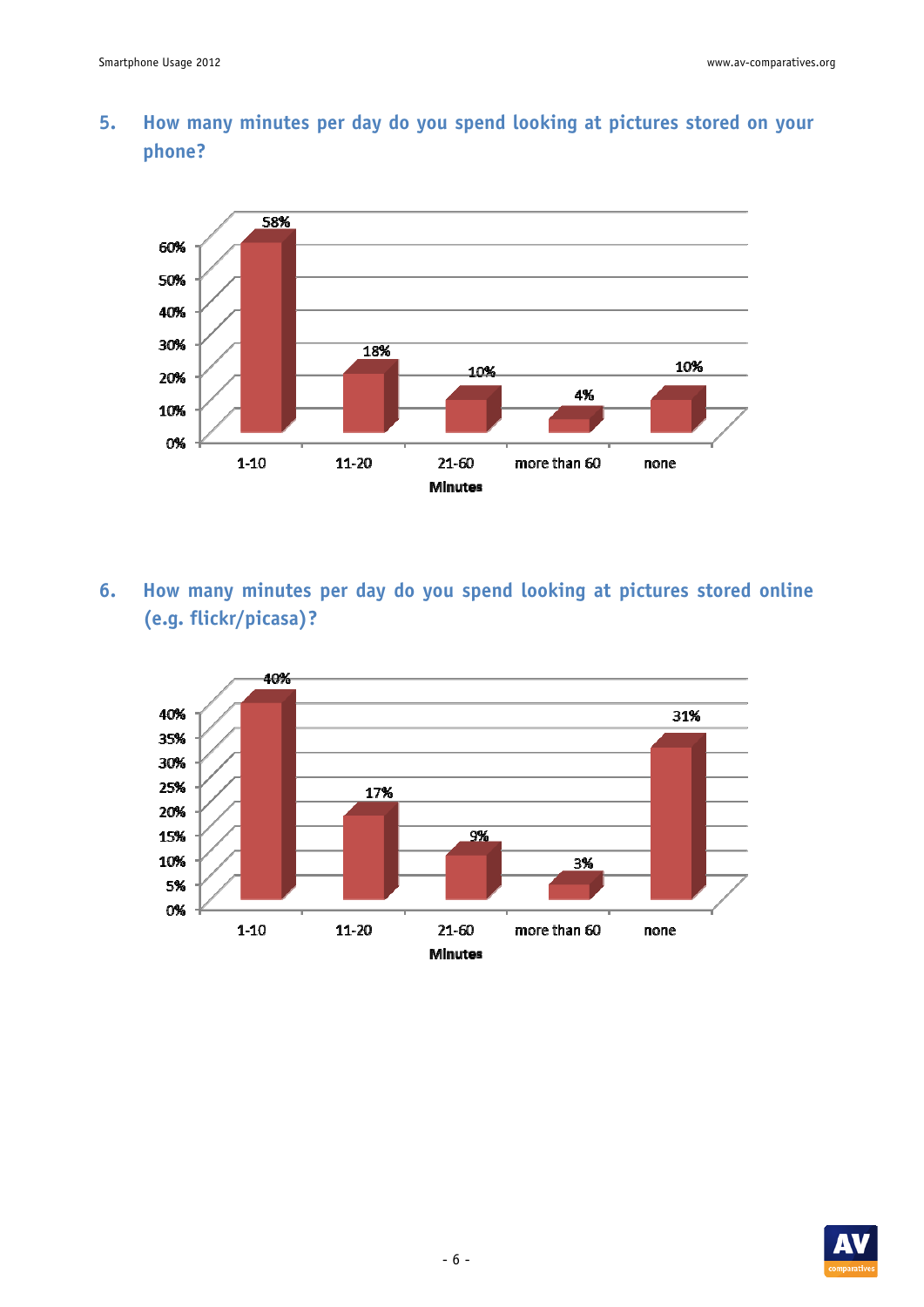## 5. How many minutes per day do you spend looking at pictures stored on your phone?

| Minutes | Percentage |
|---|---|
| 1-10 | 58% |
| 11-20 | 18% |
| 21-60 | 10% |
| more than 60 | 4% |
| none | 10% |

## 6. How many minutes per day do you spend looking at pictures stored online (e.g. flickr/picasa)?

| Minutes | Percentage |
|---|---|
| 1-10 | 40% |
| 11-20 | 17% |
| 21-60 | 9% |
| more than 60 | 3% |
| none | 31% |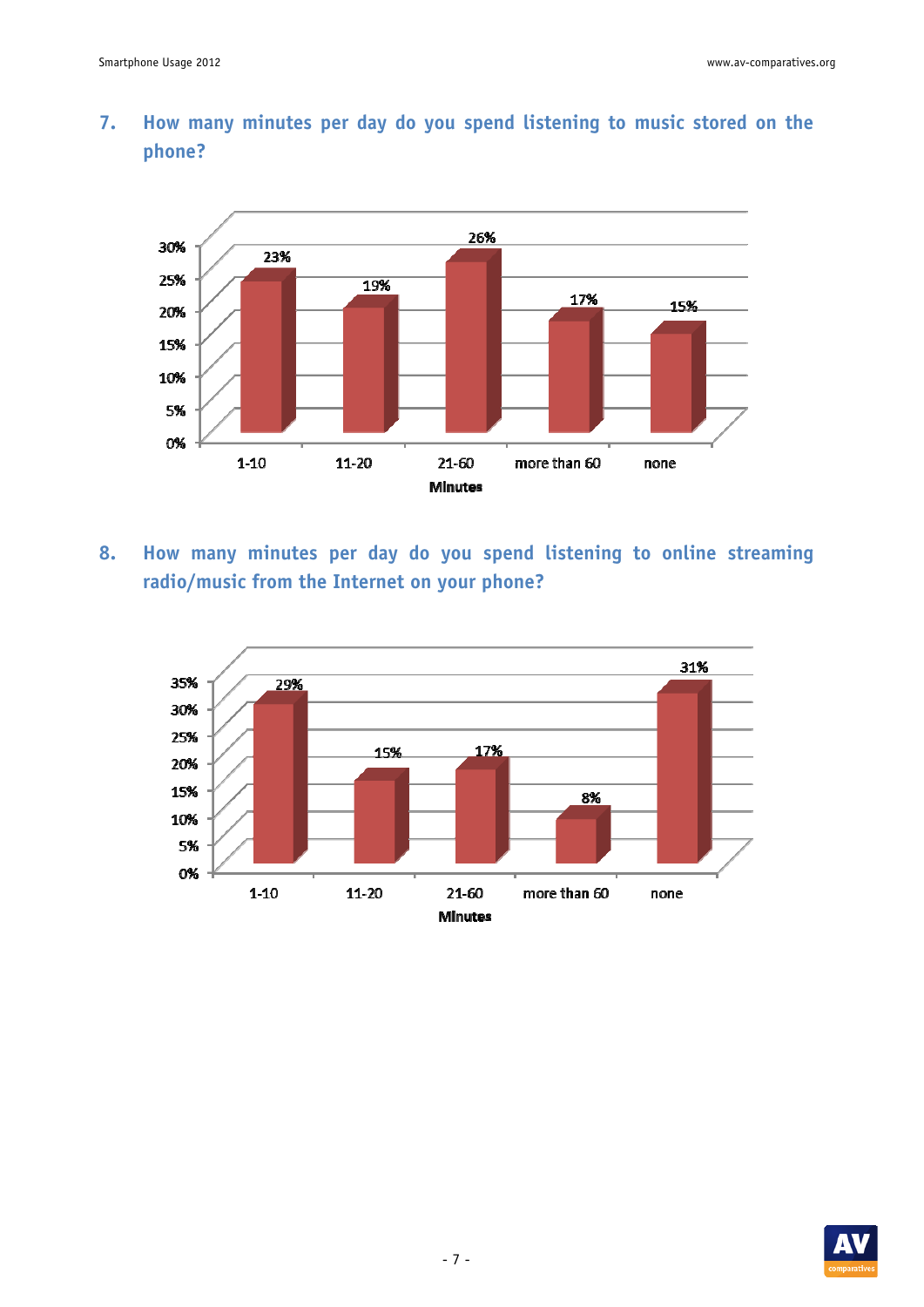## 7. How many minutes per day do you spend listening to music stored on the phone?

| Minutes | % |
|---|---|
| 1-10 | 23% |
| 11-20 | 19% |
| 21-60 | 26% |
| more than 60 | 17% |
| none | 15% |

## 8. How many minutes per day do you spend listening to online streaming radio/music from the Internet on your phone?

| Minutes | % |
|---|---|
| 1-10 | 29% |
| 11-20 | 15% |
| 21-60 | 17% |
| more than 60 | 8% |
| none | 31% |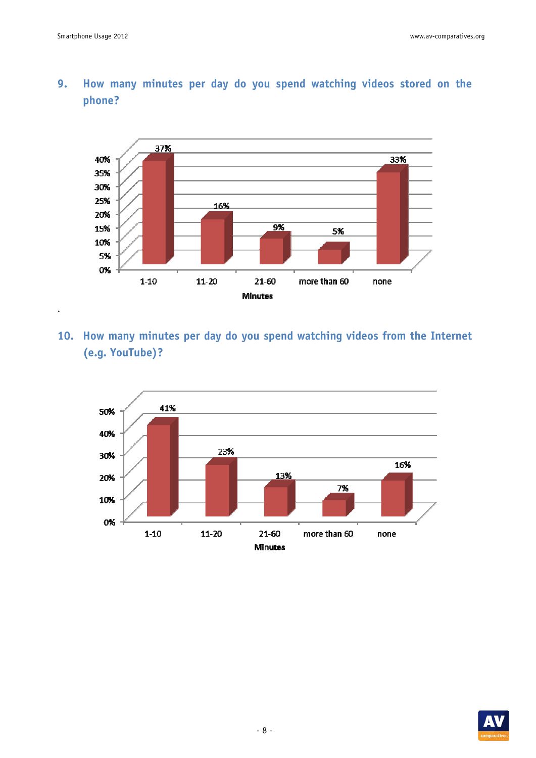## 9. How many minutes per day do you spend watching videos stored on the phone?

| Minutes | Percentage |
|---|---|
| 1-10 | 37% |
| 11-20 | 16% |
| 21-60 | 9% |
| more than 60 | 5% |
| none | 33% |

## 10. How many minutes per day do you spend watching videos from the Internet (e.g. YouTube)?

| Minutes | Percentage |
|---|---|
| 1-10 | 41% |
| 11-20 | 23% |
| 21-60 | 13% |
| more than 60 | 7% |
| none | 16% |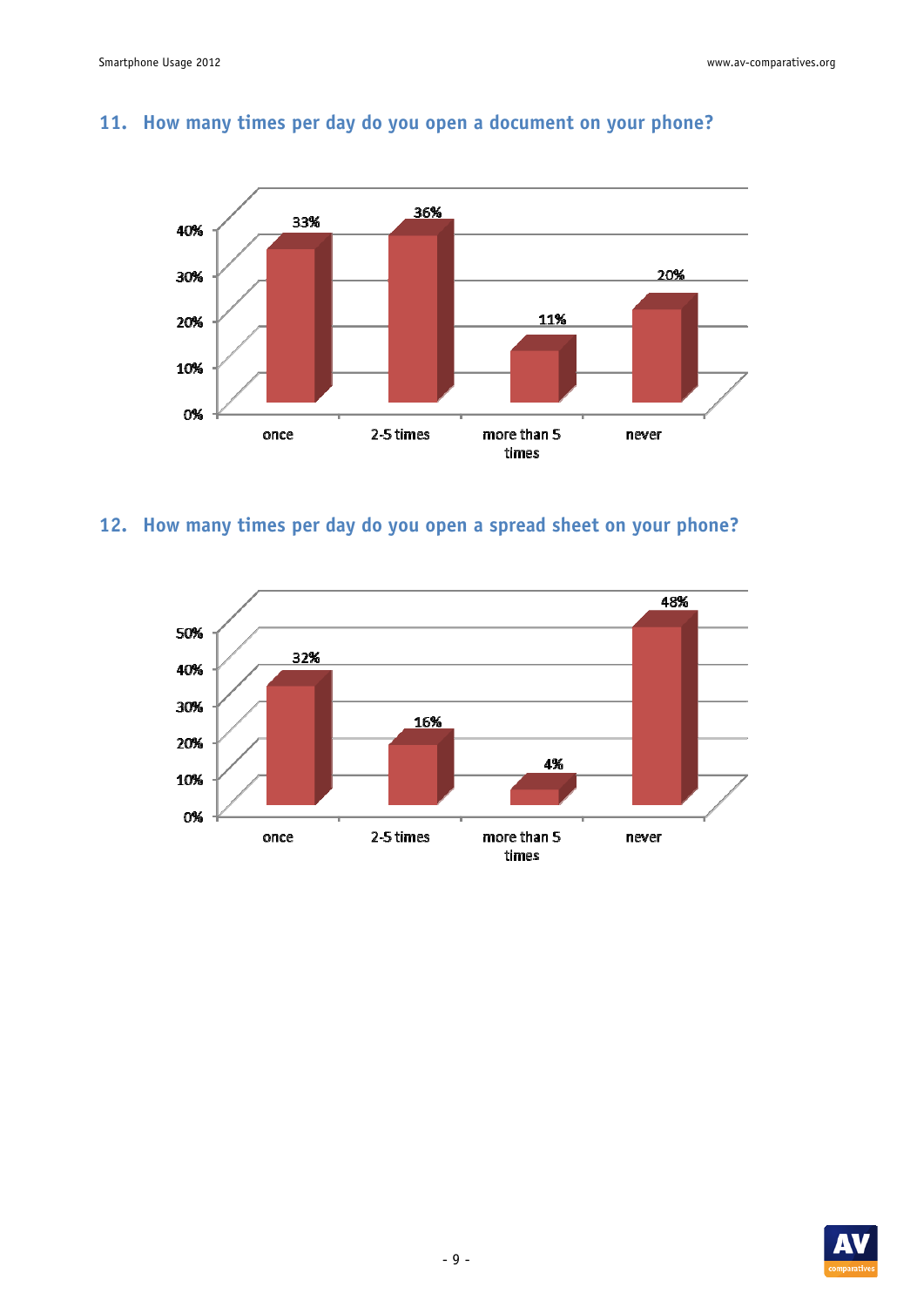## 11. How many times per day do you open a document on your phone?

| | once | 2-5 times | more than 5 times | never |
|---|---|---|---|---|
| % | 33% | 36% | 11% | 20% |

## 12. How many times per day do you open a spread sheet on your phone?

| | once | 2-5 times | more than 5 times | never |
|---|---|---|---|---|
| % | 32% | 16% | 4% | 48% |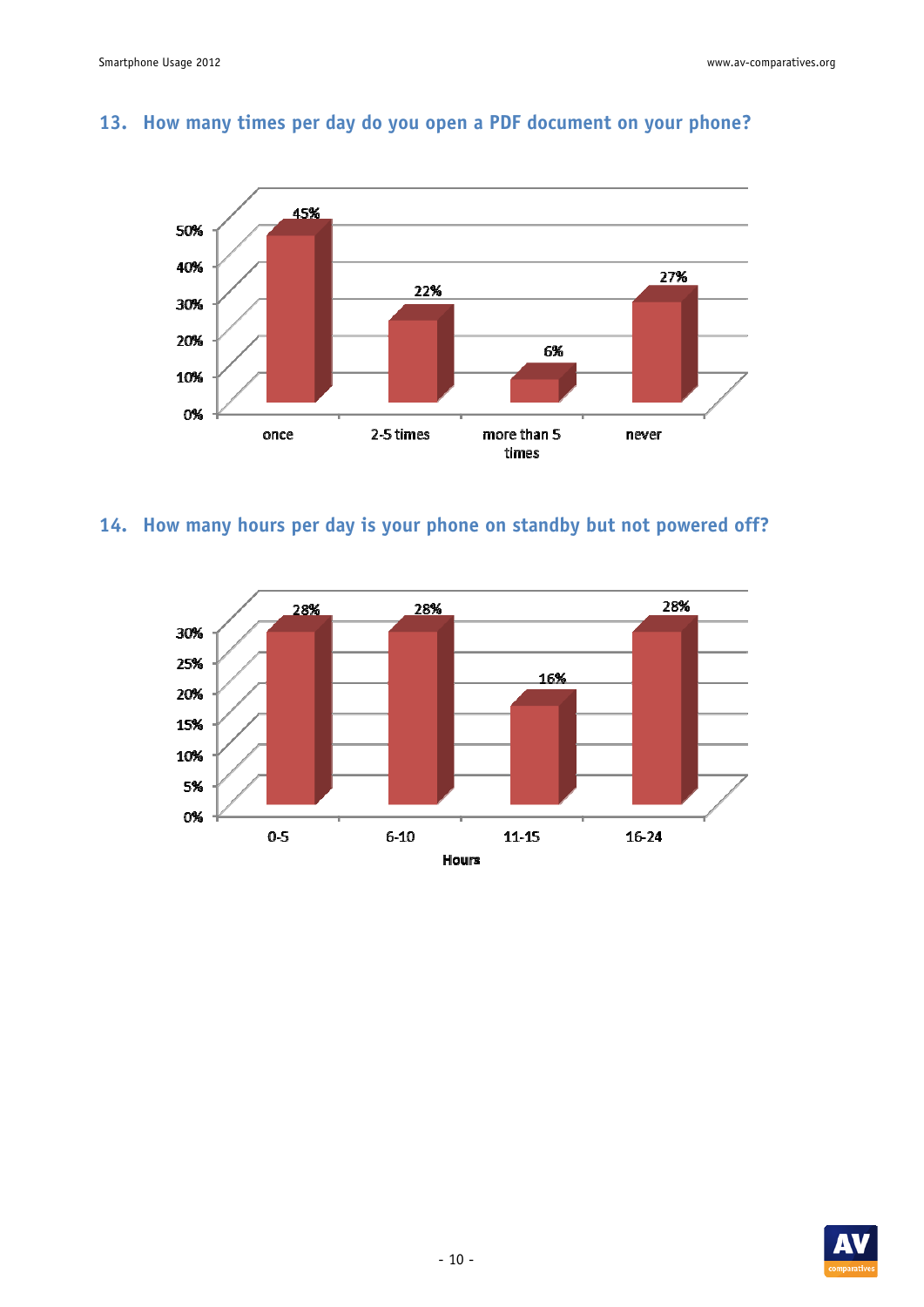## 13. How many times per day do you open a PDF document on your phone?

| | once | 2-5 times | more than 5 times | never |
|---|---|---|---|---|
| % | 45% | 22% | 6% | 27% |

## 14. How many hours per day is your phone on standby but not powered off?

| Hours | 0-5 | 6-10 | 11-15 | 16-24 |
|---|---|---|---|---|
| % | 28% | 28% | 16% | 28% |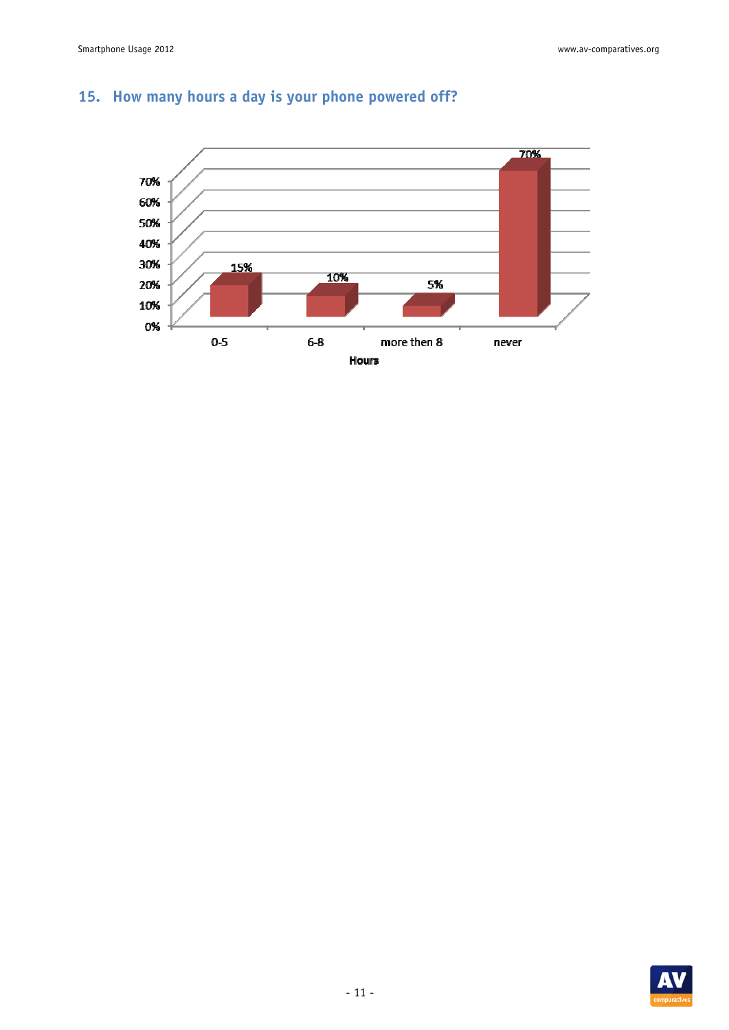## 15. How many hours a day is your phone powered off?

| Hours | Percentage |
|---|---|
| 0-5 | 15% |
| 6-8 | 10% |
| more then 8 | 5% |
| never | 70% |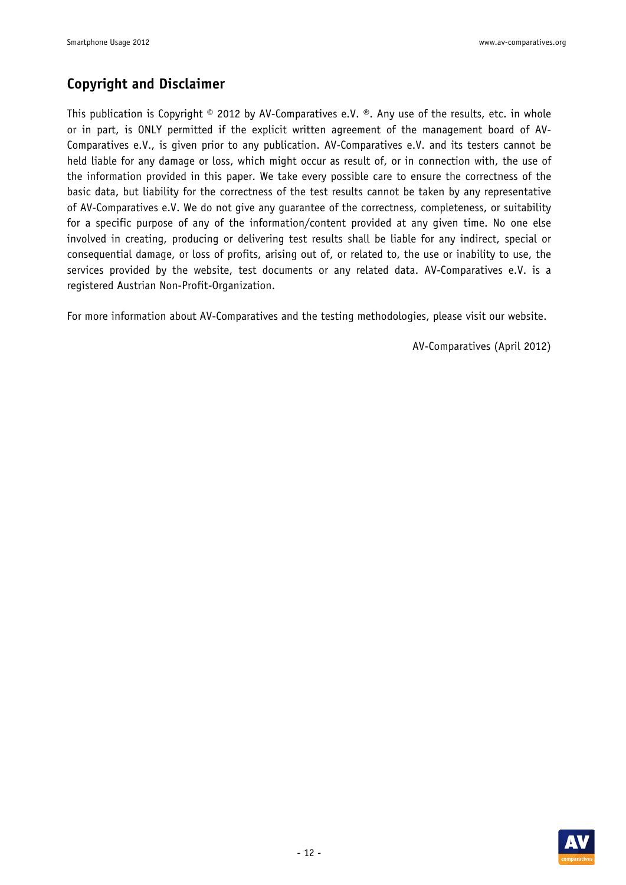## Copyright and Disclaimer

This publication is Copyright © 2012 by AV-Comparatives e.V. ®. Any use of the results, etc. in whole or in part, is ONLY permitted if the explicit written agreement of the management board of AV-Comparatives e.V., is given prior to any publication. AV-Comparatives e.V. and its testers cannot be held liable for any damage or loss, which might occur as result of, or in connection with, the use of the information provided in this paper. We take every possible care to ensure the correctness of the basic data, but liability for the correctness of the test results cannot be taken by any representative of AV-Comparatives e.V. We do not give any guarantee of the correctness, completeness, or suitability for a specific purpose of any of the information/content provided at any given time. No one else involved in creating, producing or delivering test results shall be liable for any indirect, special or consequential damage, or loss of profits, arising out of, or related to, the use or inability to use, the services provided by the website, test documents or any related data. AV-Comparatives e.V. is a registered Austrian Non-Profit-Organization.

For more information about AV-Comparatives and the testing methodologies, please visit our website.

AV-Comparatives (April 2012)